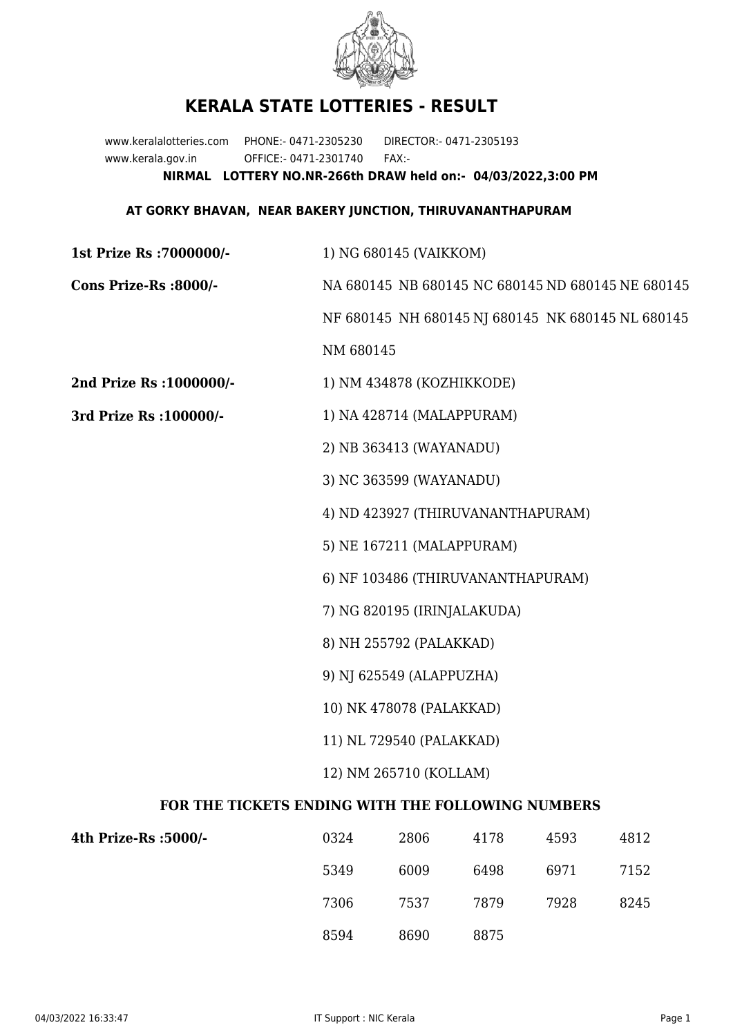# KERALA STATE LOTTERIES - RESULT

www.keralalotteries.com PHONE:- 0471-2305230 DIRECTOR:- 0471-2305193
www.kerala.gov.in OFFICE:- 0471-2301740 FAX:-

**NIRMAL LOTTERY NO.NR-266th DRAW held on:- 04/03/2022,3:00 PM**

**AT GORKY BHAVAN, NEAR BAKERY JUNCTION, THIRUVANANTHAPURAM**

**1st Prize Rs :7000000/-** 1) NG 680145 (VAIKKOM)

**Cons Prize-Rs :8000/-** NA 680145 NB 680145 NC 680145 ND 680145 NE 680145 NF 680145 NH 680145 NJ 680145 NK 680145 NL 680145 NM 680145

**2nd Prize Rs :1000000/-** 1) NM 434878 (KOZHIKKODE)

**3rd Prize Rs :100000/-**

1) NA 428714 (MALAPPURAM)
2) NB 363413 (WAYANADU)
3) NC 363599 (WAYANADU)
4) ND 423927 (THIRUVANANTHAPURAM)
5) NE 167211 (MALAPPURAM)
6) NF 103486 (THIRUVANANTHAPURAM)
7) NG 820195 (IRINJALAKUDA)
8) NH 255792 (PALAKKAD)
9) NJ 625549 (ALAPPUZHA)
10) NK 478078 (PALAKKAD)
11) NL 729540 (PALAKKAD)
12) NM 265710 (KOLLAM)

**FOR THE TICKETS ENDING WITH THE FOLLOWING NUMBERS**

**4th Prize-Rs :5000/-**

| | | | | |
|---|---|---|---|---|
| 0324 | 2806 | 4178 | 4593 | 4812 |
| 5349 | 6009 | 6498 | 6971 | 7152 |
| 7306 | 7537 | 7879 | 7928 | 8245 |
| 8594 | 8690 | 8875 | | |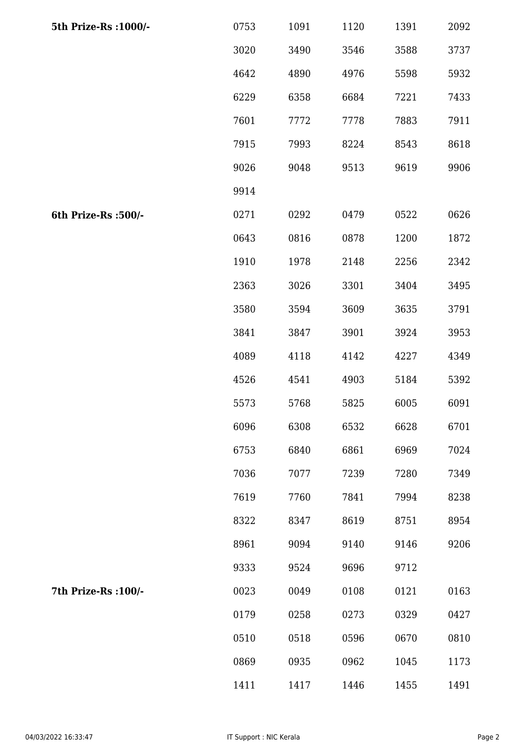| | | | | | |
|---|---|---|---|---|---|
| **5th Prize-Rs :1000/-** | 0753 | 1091 | 1120 | 1391 | 2092 |
| | 3020 | 3490 | 3546 | 3588 | 3737 |
| | 4642 | 4890 | 4976 | 5598 | 5932 |
| | 6229 | 6358 | 6684 | 7221 | 7433 |
| | 7601 | 7772 | 7778 | 7883 | 7911 |
| | 7915 | 7993 | 8224 | 8543 | 8618 |
| | 9026 | 9048 | 9513 | 9619 | 9906 |
| | 9914 | | | | |
| **6th Prize-Rs :500/-** | 0271 | 0292 | 0479 | 0522 | 0626 |
| | 0643 | 0816 | 0878 | 1200 | 1872 |
| | 1910 | 1978 | 2148 | 2256 | 2342 |
| | 2363 | 3026 | 3301 | 3404 | 3495 |
| | 3580 | 3594 | 3609 | 3635 | 3791 |
| | 3841 | 3847 | 3901 | 3924 | 3953 |
| | 4089 | 4118 | 4142 | 4227 | 4349 |
| | 4526 | 4541 | 4903 | 5184 | 5392 |
| | 5573 | 5768 | 5825 | 6005 | 6091 |
| | 6096 | 6308 | 6532 | 6628 | 6701 |
| | 6753 | 6840 | 6861 | 6969 | 7024 |
| | 7036 | 7077 | 7239 | 7280 | 7349 |
| | 7619 | 7760 | 7841 | 7994 | 8238 |
| | 8322 | 8347 | 8619 | 8751 | 8954 |
| | 8961 | 9094 | 9140 | 9146 | 9206 |
| | 9333 | 9524 | 9696 | 9712 | |
| **7th Prize-Rs :100/-** | 0023 | 0049 | 0108 | 0121 | 0163 |
| | 0179 | 0258 | 0273 | 0329 | 0427 |
| | 0510 | 0518 | 0596 | 0670 | 0810 |
| | 0869 | 0935 | 0962 | 1045 | 1173 |
| | 1411 | 1417 | 1446 | 1455 | 1491 |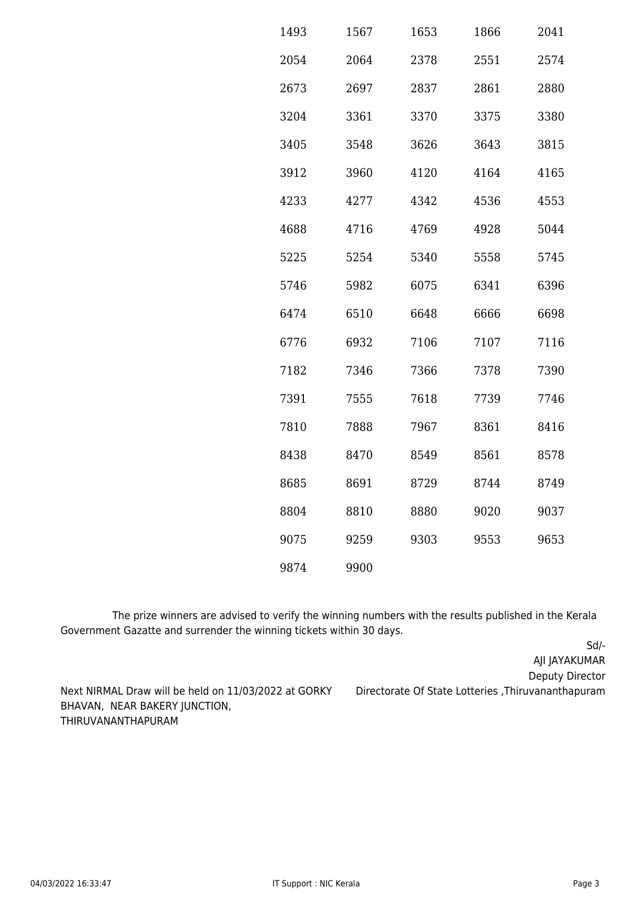| | | | | |
|---|---|---|---|---|
| 1493 | 1567 | 1653 | 1866 | 2041 |
| 2054 | 2064 | 2378 | 2551 | 2574 |
| 2673 | 2697 | 2837 | 2861 | 2880 |
| 3204 | 3361 | 3370 | 3375 | 3380 |
| 3405 | 3548 | 3626 | 3643 | 3815 |
| 3912 | 3960 | 4120 | 4164 | 4165 |
| 4233 | 4277 | 4342 | 4536 | 4553 |
| 4688 | 4716 | 4769 | 4928 | 5044 |
| 5225 | 5254 | 5340 | 5558 | 5745 |
| 5746 | 5982 | 6075 | 6341 | 6396 |
| 6474 | 6510 | 6648 | 6666 | 6698 |
| 6776 | 6932 | 7106 | 7107 | 7116 |
| 7182 | 7346 | 7366 | 7378 | 7390 |
| 7391 | 7555 | 7618 | 7739 | 7746 |
| 7810 | 7888 | 7967 | 8361 | 8416 |
| 8438 | 8470 | 8549 | 8561 | 8578 |
| 8685 | 8691 | 8729 | 8744 | 8749 |
| 8804 | 8810 | 8880 | 9020 | 9037 |
| 9075 | 9259 | 9303 | 9553 | 9653 |
| 9874 | 9900 | | | |

The prize winners are advised to verify the winning numbers with the results published in the Kerala Government Gazatte and surrender the winning tickets within 30 days.

Sd/-
AJI JAYAKUMAR
Deputy Director
Directorate Of State Lotteries ,Thiruvananthapuram

Next NIRMAL Draw will be held on 11/03/2022 at GORKY BHAVAN, NEAR BAKERY JUNCTION, THIRUVANANTHAPURAM